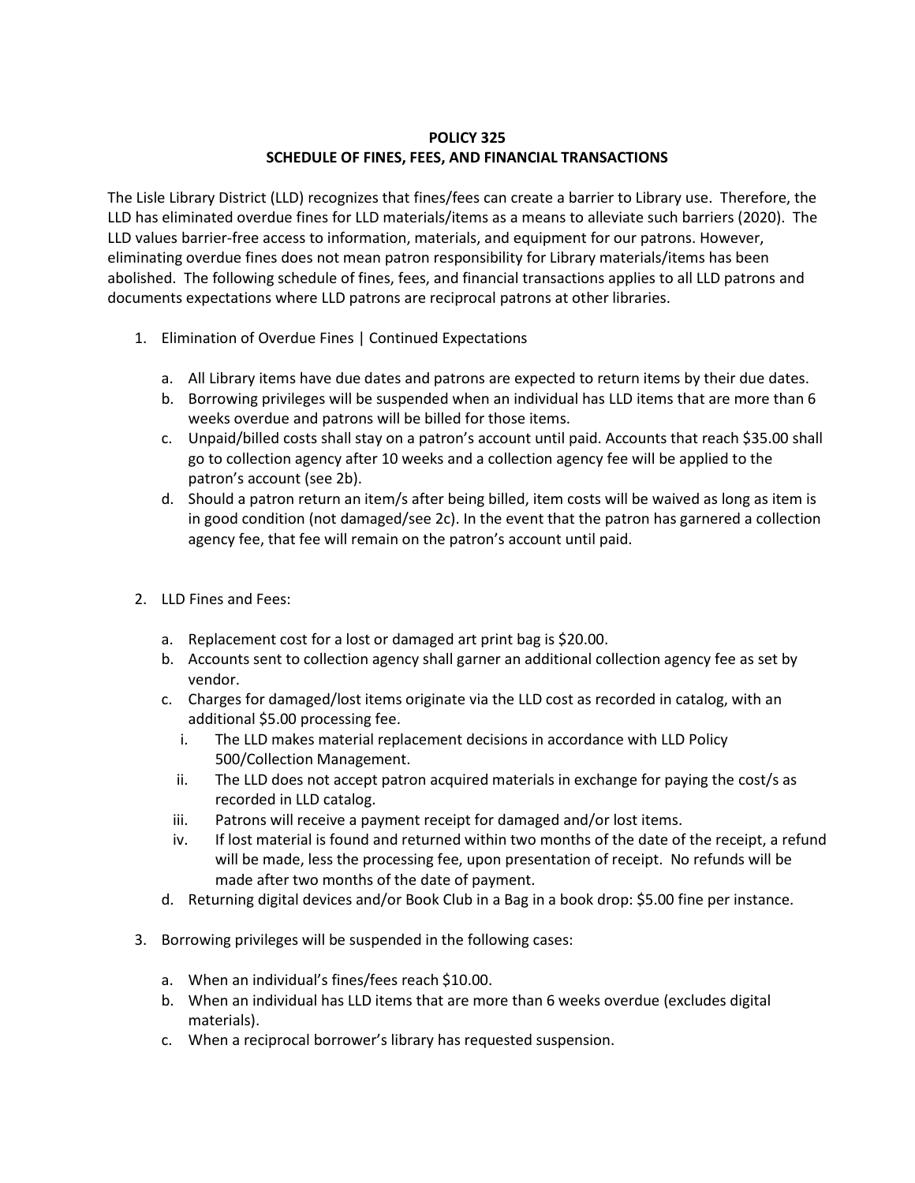**POLICY 325**
**SCHEDULE OF FINES, FEES, AND FINANCIAL TRANSACTIONS**

The Lisle Library District (LLD) recognizes that fines/fees can create a barrier to Library use. Therefore, the LLD has eliminated overdue fines for LLD materials/items as a means to alleviate such barriers (2020). The LLD values barrier-free access to information, materials, and equipment for our patrons. However, eliminating overdue fines does not mean patron responsibility for Library materials/items has been abolished. The following schedule of fines, fees, and financial transactions applies to all LLD patrons and documents expectations where LLD patrons are reciprocal patrons at other libraries.

1. Elimination of Overdue Fines | Continued Expectations

   a. All Library items have due dates and patrons are expected to return items by their due dates.
   
   b. Borrowing privileges will be suspended when an individual has LLD items that are more than 6 weeks overdue and patrons will be billed for those items.
   
   c. Unpaid/billed costs shall stay on a patron's account until paid. Accounts that reach $35.00 shall go to collection agency after 10 weeks and a collection agency fee will be applied to the patron's account (see 2b).
   
   d. Should a patron return an item/s after being billed, item costs will be waived as long as item is in good condition (not damaged/see 2c). In the event that the patron has garnered a collection agency fee, that fee will remain on the patron's account until paid.

2. LLD Fines and Fees:

   a. Replacement cost for a lost or damaged art print bag is $20.00.
   
   b. Accounts sent to collection agency shall garner an additional collection agency fee as set by vendor.
   
   c. Charges for damaged/lost items originate via the LLD cost as recorded in catalog, with an additional $5.00 processing fee.
      
      i. The LLD makes material replacement decisions in accordance with LLD Policy 500/Collection Management.
      
      ii. The LLD does not accept patron acquired materials in exchange for paying the cost/s as recorded in LLD catalog.
      
      iii. Patrons will receive a payment receipt for damaged and/or lost items.
      
      iv. If lost material is found and returned within two months of the date of the receipt, a refund will be made, less the processing fee, upon presentation of receipt. No refunds will be made after two months of the date of payment.
   
   d. Returning digital devices and/or Book Club in a Bag in a book drop: $5.00 fine per instance.

3. Borrowing privileges will be suspended in the following cases:

   a. When an individual's fines/fees reach $10.00.
   
   b. When an individual has LLD items that are more than 6 weeks overdue (excludes digital materials).
   
   c. When a reciprocal borrower's library has requested suspension.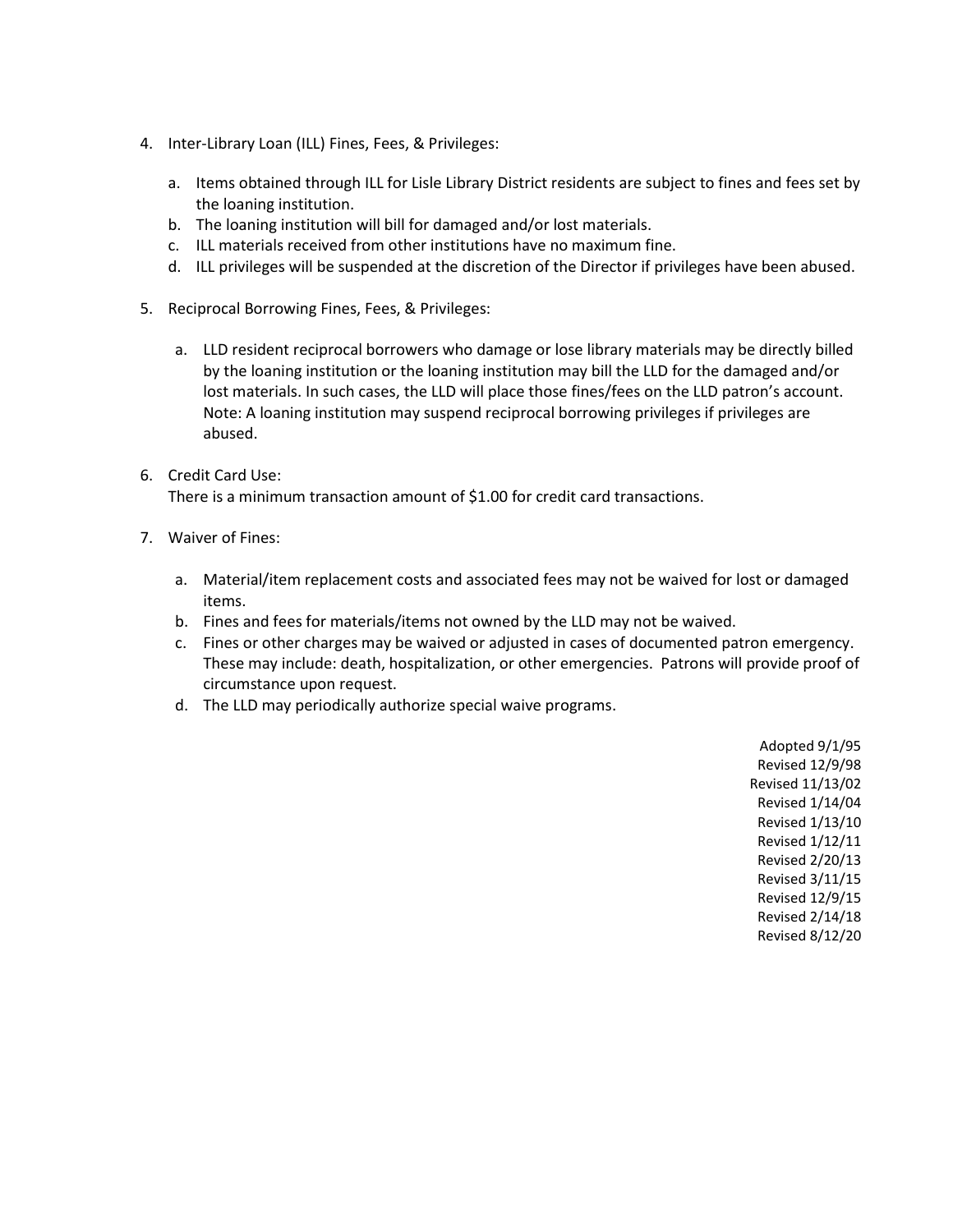4. Inter-Library Loan (ILL) Fines, Fees, & Privileges:

   a. Items obtained through ILL for Lisle Library District residents are subject to fines and fees set by the loaning institution.
   b. The loaning institution will bill for damaged and/or lost materials.
   c. ILL materials received from other institutions have no maximum fine.
   d. ILL privileges will be suspended at the discretion of the Director if privileges have been abused.

5. Reciprocal Borrowing Fines, Fees, & Privileges:

   a. LLD resident reciprocal borrowers who damage or lose library materials may be directly billed by the loaning institution or the loaning institution may bill the LLD for the damaged and/or lost materials. In such cases, the LLD will place those fines/fees on the LLD patron's account. Note: A loaning institution may suspend reciprocal borrowing privileges if privileges are abused.

6. Credit Card Use:
   There is a minimum transaction amount of $1.00 for credit card transactions.

7. Waiver of Fines:

   a. Material/item replacement costs and associated fees may not be waived for lost or damaged items.
   b. Fines and fees for materials/items not owned by the LLD may not be waived.
   c. Fines or other charges may be waived or adjusted in cases of documented patron emergency. These may include: death, hospitalization, or other emergencies. Patrons will provide proof of circumstance upon request.
   d. The LLD may periodically authorize special waive programs.

Adopted 9/1/95
Revised 12/9/98
Revised 11/13/02
Revised 1/14/04
Revised 1/13/10
Revised 1/12/11
Revised 2/20/13
Revised 3/11/15
Revised 12/9/15
Revised 2/14/18
Revised 8/12/20